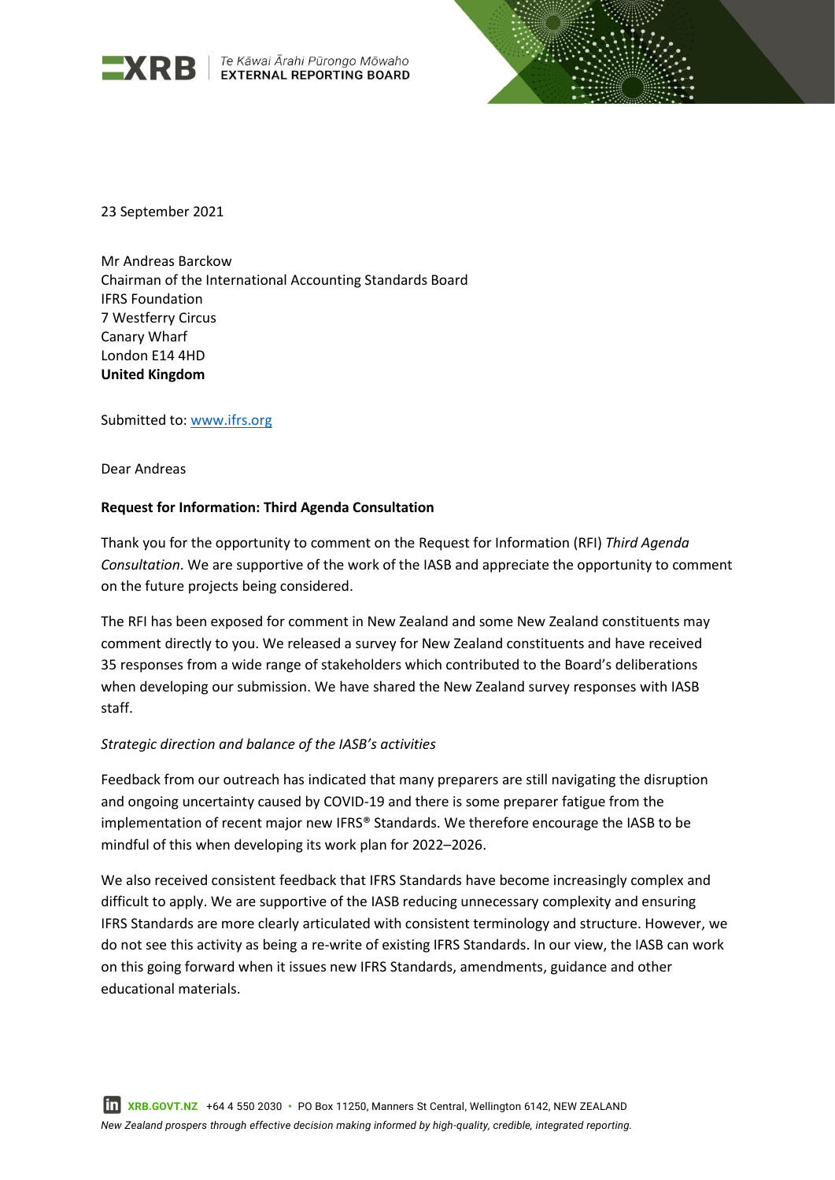XRB | Te Kāwai Ārahi Pūrongo Mōwaho
EXTERNAL REPORTING BOARD

23 September 2021

Mr Andreas Barckow
Chairman of the International Accounting Standards Board
IFRS Foundation
7 Westferry Circus
Canary Wharf
London E14 4HD
**United Kingdom**

Submitted to: www.ifrs.org

Dear Andreas

**Request for Information: Third Agenda Consultation**

Thank you for the opportunity to comment on the Request for Information (RFI) *Third Agenda Consultation*. We are supportive of the work of the IASB and appreciate the opportunity to comment on the future projects being considered.

The RFI has been exposed for comment in New Zealand and some New Zealand constituents may comment directly to you. We released a survey for New Zealand constituents and have received 35 responses from a wide range of stakeholders which contributed to the Board's deliberations when developing our submission. We have shared the New Zealand survey responses with IASB staff.

*Strategic direction and balance of the IASB's activities*

Feedback from our outreach has indicated that many preparers are still navigating the disruption and ongoing uncertainty caused by COVID-19 and there is some preparer fatigue from the implementation of recent major new IFRS® Standards. We therefore encourage the IASB to be mindful of this when developing its work plan for 2022–2026.

We also received consistent feedback that IFRS Standards have become increasingly complex and difficult to apply. We are supportive of the IASB reducing unnecessary complexity and ensuring IFRS Standards are more clearly articulated with consistent terminology and structure. However, we do not see this activity as being a re-write of existing IFRS Standards. In our view, the IASB can work on this going forward when it issues new IFRS Standards, amendments, guidance and other educational materials.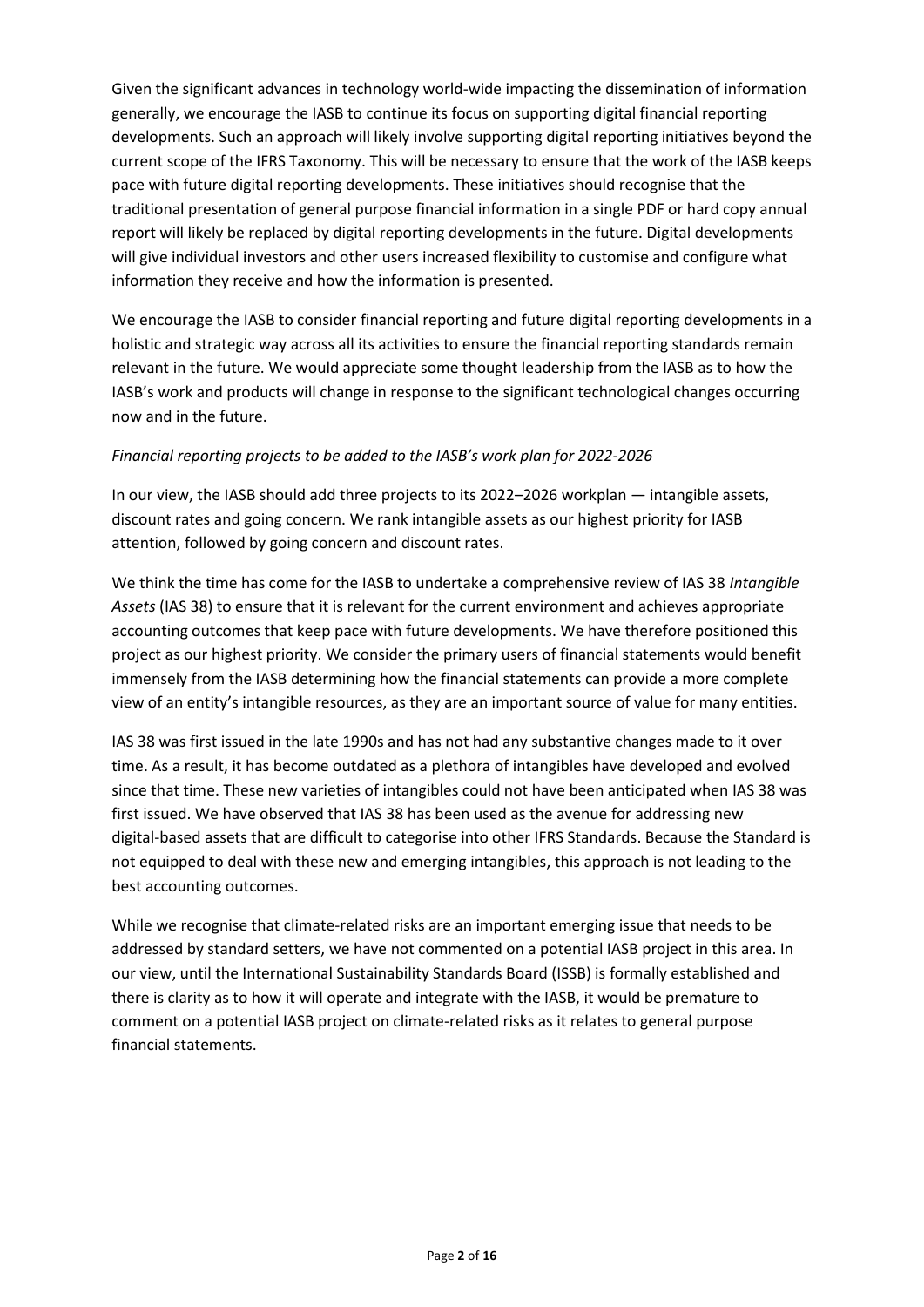Given the significant advances in technology world-wide impacting the dissemination of information generally, we encourage the IASB to continue its focus on supporting digital financial reporting developments. Such an approach will likely involve supporting digital reporting initiatives beyond the current scope of the IFRS Taxonomy. This will be necessary to ensure that the work of the IASB keeps pace with future digital reporting developments. These initiatives should recognise that the traditional presentation of general purpose financial information in a single PDF or hard copy annual report will likely be replaced by digital reporting developments in the future. Digital developments will give individual investors and other users increased flexibility to customise and configure what information they receive and how the information is presented.

We encourage the IASB to consider financial reporting and future digital reporting developments in a holistic and strategic way across all its activities to ensure the financial reporting standards remain relevant in the future. We would appreciate some thought leadership from the IASB as to how the IASB's work and products will change in response to the significant technological changes occurring now and in the future.

*Financial reporting projects to be added to the IASB's work plan for 2022-2026*

In our view, the IASB should add three projects to its 2022–2026 workplan — intangible assets, discount rates and going concern. We rank intangible assets as our highest priority for IASB attention, followed by going concern and discount rates.

We think the time has come for the IASB to undertake a comprehensive review of IAS 38 *Intangible Assets* (IAS 38) to ensure that it is relevant for the current environment and achieves appropriate accounting outcomes that keep pace with future developments. We have therefore positioned this project as our highest priority. We consider the primary users of financial statements would benefit immensely from the IASB determining how the financial statements can provide a more complete view of an entity's intangible resources, as they are an important source of value for many entities.

IAS 38 was first issued in the late 1990s and has not had any substantive changes made to it over time. As a result, it has become outdated as a plethora of intangibles have developed and evolved since that time. These new varieties of intangibles could not have been anticipated when IAS 38 was first issued. We have observed that IAS 38 has been used as the avenue for addressing new digital-based assets that are difficult to categorise into other IFRS Standards. Because the Standard is not equipped to deal with these new and emerging intangibles, this approach is not leading to the best accounting outcomes.

While we recognise that climate-related risks are an important emerging issue that needs to be addressed by standard setters, we have not commented on a potential IASB project in this area. In our view, until the International Sustainability Standards Board (ISSB) is formally established and there is clarity as to how it will operate and integrate with the IASB, it would be premature to comment on a potential IASB project on climate-related risks as it relates to general purpose financial statements.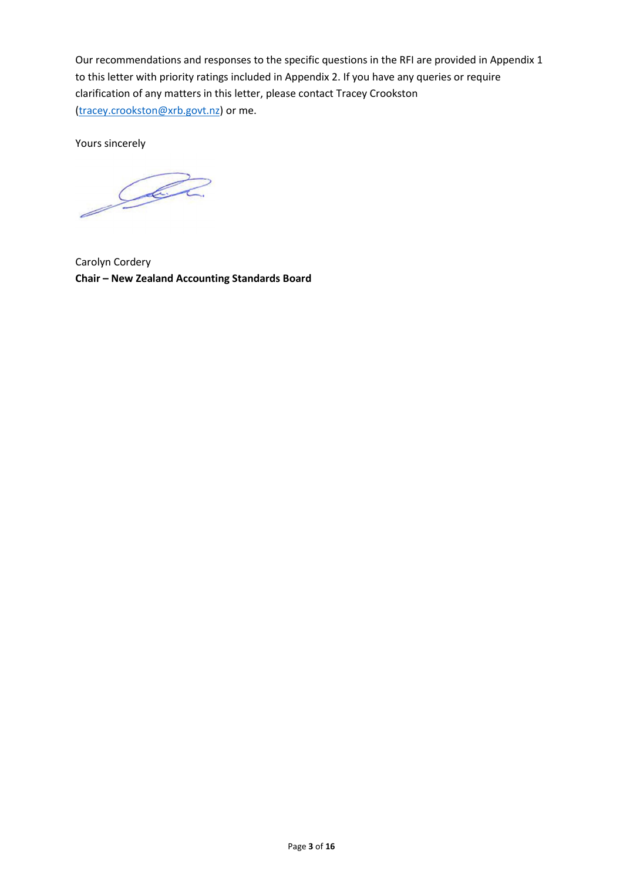Our recommendations and responses to the specific questions in the RFI are provided in Appendix 1 to this letter with priority ratings included in Appendix 2. If you have any queries or require clarification of any matters in this letter, please contact Tracey Crookston (tracey.crookston@xrb.govt.nz) or me.

Yours sincerely

Carolyn Cordery
**Chair – New Zealand Accounting Standards Board**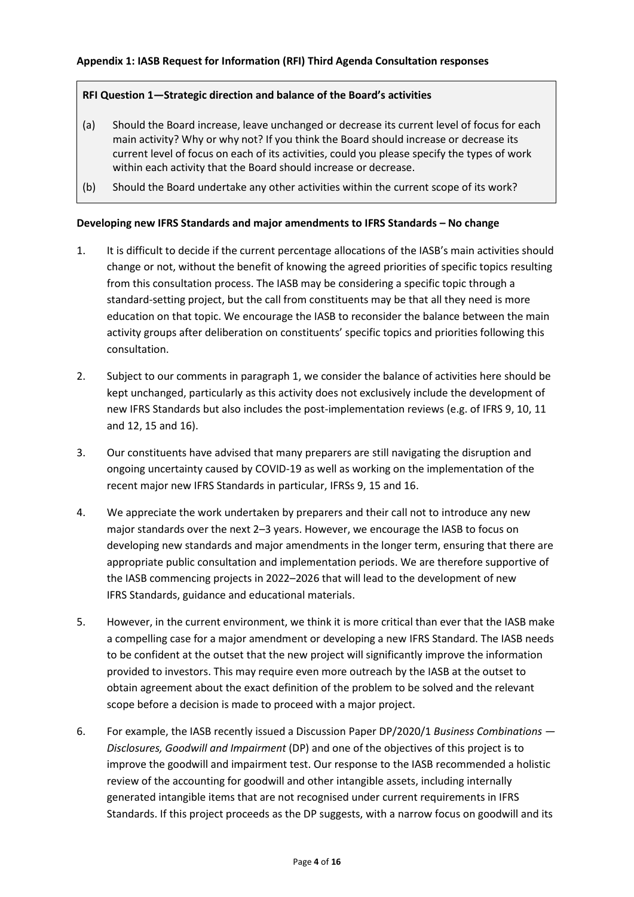**Appendix 1: IASB Request for Information (RFI) Third Agenda Consultation responses**

> **RFI Question 1—Strategic direction and balance of the Board's activities**
>
> (a) Should the Board increase, leave unchanged or decrease its current level of focus for each main activity? Why or why not? If you think the Board should increase or decrease its current level of focus on each of its activities, could you please specify the types of work within each activity that the Board should increase or decrease.
>
> (b) Should the Board undertake any other activities within the current scope of its work?

**Developing new IFRS Standards and major amendments to IFRS Standards – No change**

1. It is difficult to decide if the current percentage allocations of the IASB's main activities should change or not, without the benefit of knowing the agreed priorities of specific topics resulting from this consultation process. The IASB may be considering a specific topic through a standard-setting project, but the call from constituents may be that all they need is more education on that topic. We encourage the IASB to reconsider the balance between the main activity groups after deliberation on constituents' specific topics and priorities following this consultation.

2. Subject to our comments in paragraph 1, we consider the balance of activities here should be kept unchanged, particularly as this activity does not exclusively include the development of new IFRS Standards but also includes the post-implementation reviews (e.g. of IFRS 9, 10, 11 and 12, 15 and 16).

3. Our constituents have advised that many preparers are still navigating the disruption and ongoing uncertainty caused by COVID-19 as well as working on the implementation of the recent major new IFRS Standards in particular, IFRSs 9, 15 and 16.

4. We appreciate the work undertaken by preparers and their call not to introduce any new major standards over the next 2–3 years. However, we encourage the IASB to focus on developing new standards and major amendments in the longer term, ensuring that there are appropriate public consultation and implementation periods. We are therefore supportive of the IASB commencing projects in 2022–2026 that will lead to the development of new IFRS Standards, guidance and educational materials.

5. However, in the current environment, we think it is more critical than ever that the IASB make a compelling case for a major amendment or developing a new IFRS Standard. The IASB needs to be confident at the outset that the new project will significantly improve the information provided to investors. This may require even more outreach by the IASB at the outset to obtain agreement about the exact definition of the problem to be solved and the relevant scope before a decision is made to proceed with a major project.

6. For example, the IASB recently issued a Discussion Paper DP/2020/1 *Business Combinations — Disclosures, Goodwill and Impairment* (DP) and one of the objectives of this project is to improve the goodwill and impairment test. Our response to the IASB recommended a holistic review of the accounting for goodwill and other intangible assets, including internally generated intangible items that are not recognised under current requirements in IFRS Standards. If this project proceeds as the DP suggests, with a narrow focus on goodwill and its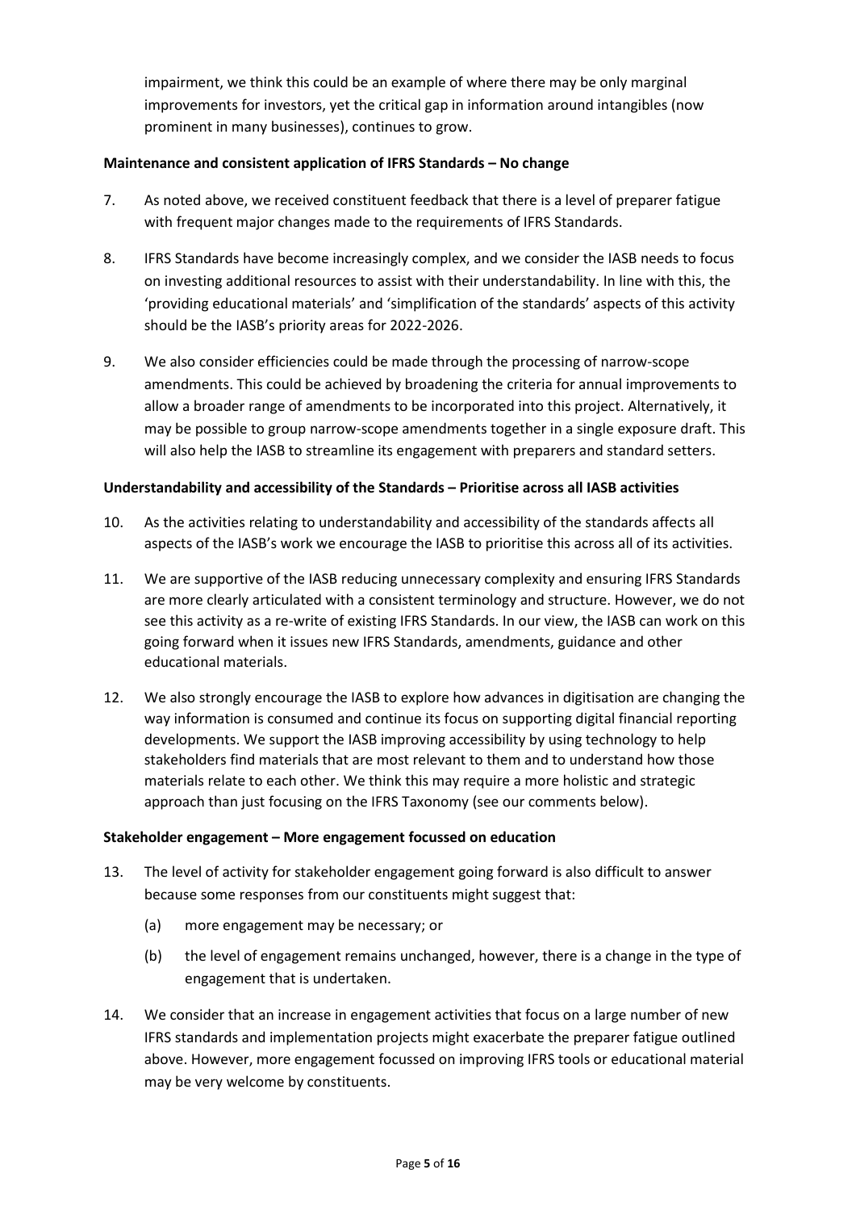impairment, we think this could be an example of where there may be only marginal improvements for investors, yet the critical gap in information around intangibles (now prominent in many businesses), continues to grow.

**Maintenance and consistent application of IFRS Standards – No change**

7. As noted above, we received constituent feedback that there is a level of preparer fatigue with frequent major changes made to the requirements of IFRS Standards.

8. IFRS Standards have become increasingly complex, and we consider the IASB needs to focus on investing additional resources to assist with their understandability. In line with this, the 'providing educational materials' and 'simplification of the standards' aspects of this activity should be the IASB's priority areas for 2022-2026.

9. We also consider efficiencies could be made through the processing of narrow-scope amendments. This could be achieved by broadening the criteria for annual improvements to allow a broader range of amendments to be incorporated into this project. Alternatively, it may be possible to group narrow-scope amendments together in a single exposure draft. This will also help the IASB to streamline its engagement with preparers and standard setters.

**Understandability and accessibility of the Standards – Prioritise across all IASB activities**

10. As the activities relating to understandability and accessibility of the standards affects all aspects of the IASB's work we encourage the IASB to prioritise this across all of its activities.

11. We are supportive of the IASB reducing unnecessary complexity and ensuring IFRS Standards are more clearly articulated with a consistent terminology and structure. However, we do not see this activity as a re-write of existing IFRS Standards. In our view, the IASB can work on this going forward when it issues new IFRS Standards, amendments, guidance and other educational materials.

12. We also strongly encourage the IASB to explore how advances in digitisation are changing the way information is consumed and continue its focus on supporting digital financial reporting developments. We support the IASB improving accessibility by using technology to help stakeholders find materials that are most relevant to them and to understand how those materials relate to each other. We think this may require a more holistic and strategic approach than just focusing on the IFRS Taxonomy (see our comments below).

**Stakeholder engagement – More engagement focussed on education**

13. The level of activity for stakeholder engagement going forward is also difficult to answer because some responses from our constituents might suggest that:

    (a) more engagement may be necessary; or

    (b) the level of engagement remains unchanged, however, there is a change in the type of engagement that is undertaken.

14. We consider that an increase in engagement activities that focus on a large number of new IFRS standards and implementation projects might exacerbate the preparer fatigue outlined above. However, more engagement focussed on improving IFRS tools or educational material may be very welcome by constituents.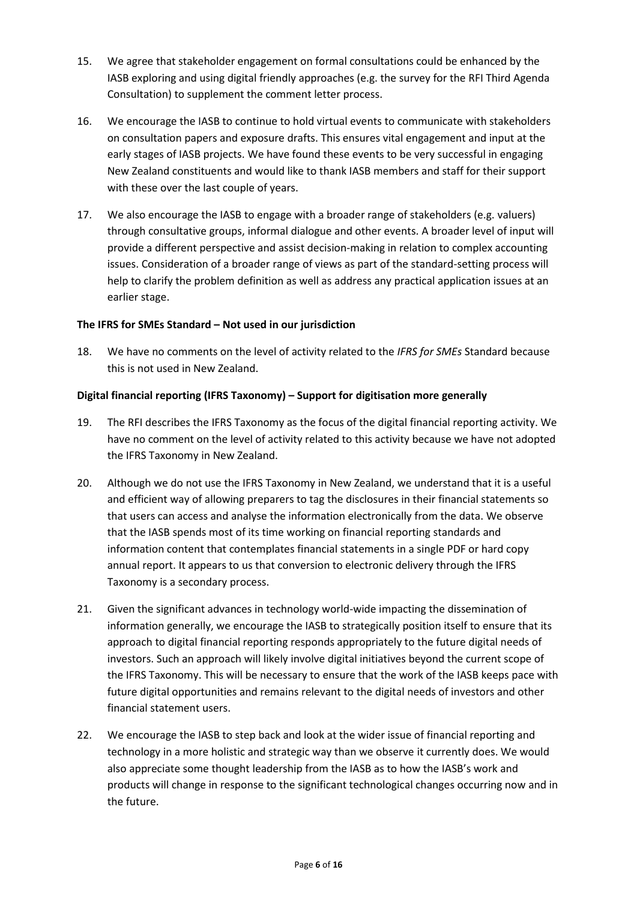15. We agree that stakeholder engagement on formal consultations could be enhanced by the IASB exploring and using digital friendly approaches (e.g. the survey for the RFI Third Agenda Consultation) to supplement the comment letter process.

16. We encourage the IASB to continue to hold virtual events to communicate with stakeholders on consultation papers and exposure drafts. This ensures vital engagement and input at the early stages of IASB projects. We have found these events to be very successful in engaging New Zealand constituents and would like to thank IASB members and staff for their support with these over the last couple of years.

17. We also encourage the IASB to engage with a broader range of stakeholders (e.g. valuers) through consultative groups, informal dialogue and other events. A broader level of input will provide a different perspective and assist decision-making in relation to complex accounting issues. Consideration of a broader range of views as part of the standard-setting process will help to clarify the problem definition as well as address any practical application issues at an earlier stage.

**The IFRS for SMEs Standard – Not used in our jurisdiction**

18. We have no comments on the level of activity related to the *IFRS for SMEs* Standard because this is not used in New Zealand.

**Digital financial reporting (IFRS Taxonomy) – Support for digitisation more generally**

19. The RFI describes the IFRS Taxonomy as the focus of the digital financial reporting activity. We have no comment on the level of activity related to this activity because we have not adopted the IFRS Taxonomy in New Zealand.

20. Although we do not use the IFRS Taxonomy in New Zealand, we understand that it is a useful and efficient way of allowing preparers to tag the disclosures in their financial statements so that users can access and analyse the information electronically from the data. We observe that the IASB spends most of its time working on financial reporting standards and information content that contemplates financial statements in a single PDF or hard copy annual report. It appears to us that conversion to electronic delivery through the IFRS Taxonomy is a secondary process.

21. Given the significant advances in technology world-wide impacting the dissemination of information generally, we encourage the IASB to strategically position itself to ensure that its approach to digital financial reporting responds appropriately to the future digital needs of investors. Such an approach will likely involve digital initiatives beyond the current scope of the IFRS Taxonomy. This will be necessary to ensure that the work of the IASB keeps pace with future digital opportunities and remains relevant to the digital needs of investors and other financial statement users.

22. We encourage the IASB to step back and look at the wider issue of financial reporting and technology in a more holistic and strategic way than we observe it currently does. We would also appreciate some thought leadership from the IASB as to how the IASB's work and products will change in response to the significant technological changes occurring now and in the future.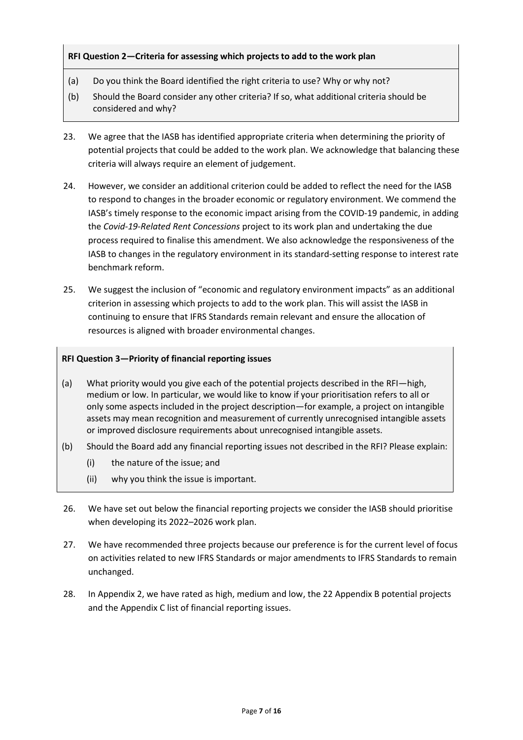**RFI Question 2—Criteria for assessing which projects to add to the work plan**

(a) Do you think the Board identified the right criteria to use? Why or why not?

(b) Should the Board consider any other criteria? If so, what additional criteria should be considered and why?

23. We agree that the IASB has identified appropriate criteria when determining the priority of potential projects that could be added to the work plan. We acknowledge that balancing these criteria will always require an element of judgement.

24. However, we consider an additional criterion could be added to reflect the need for the IASB to respond to changes in the broader economic or regulatory environment. We commend the IASB's timely response to the economic impact arising from the COVID-19 pandemic, in adding the *Covid-19-Related Rent Concessions* project to its work plan and undertaking the due process required to finalise this amendment. We also acknowledge the responsiveness of the IASB to changes in the regulatory environment in its standard-setting response to interest rate benchmark reform.

25. We suggest the inclusion of "economic and regulatory environment impacts" as an additional criterion in assessing which projects to add to the work plan. This will assist the IASB in continuing to ensure that IFRS Standards remain relevant and ensure the allocation of resources is aligned with broader environmental changes.

**RFI Question 3—Priority of financial reporting issues**

(a) What priority would you give each of the potential projects described in the RFI—high, medium or low. In particular, we would like to know if your prioritisation refers to all or only some aspects included in the project description—for example, a project on intangible assets may mean recognition and measurement of currently unrecognised intangible assets or improved disclosure requirements about unrecognised intangible assets.

(b) Should the Board add any financial reporting issues not described in the RFI? Please explain:

   (i) the nature of the issue; and

   (ii) why you think the issue is important.

26. We have set out below the financial reporting projects we consider the IASB should prioritise when developing its 2022–2026 work plan.

27. We have recommended three projects because our preference is for the current level of focus on activities related to new IFRS Standards or major amendments to IFRS Standards to remain unchanged.

28. In Appendix 2, we have rated as high, medium and low, the 22 Appendix B potential projects and the Appendix C list of financial reporting issues.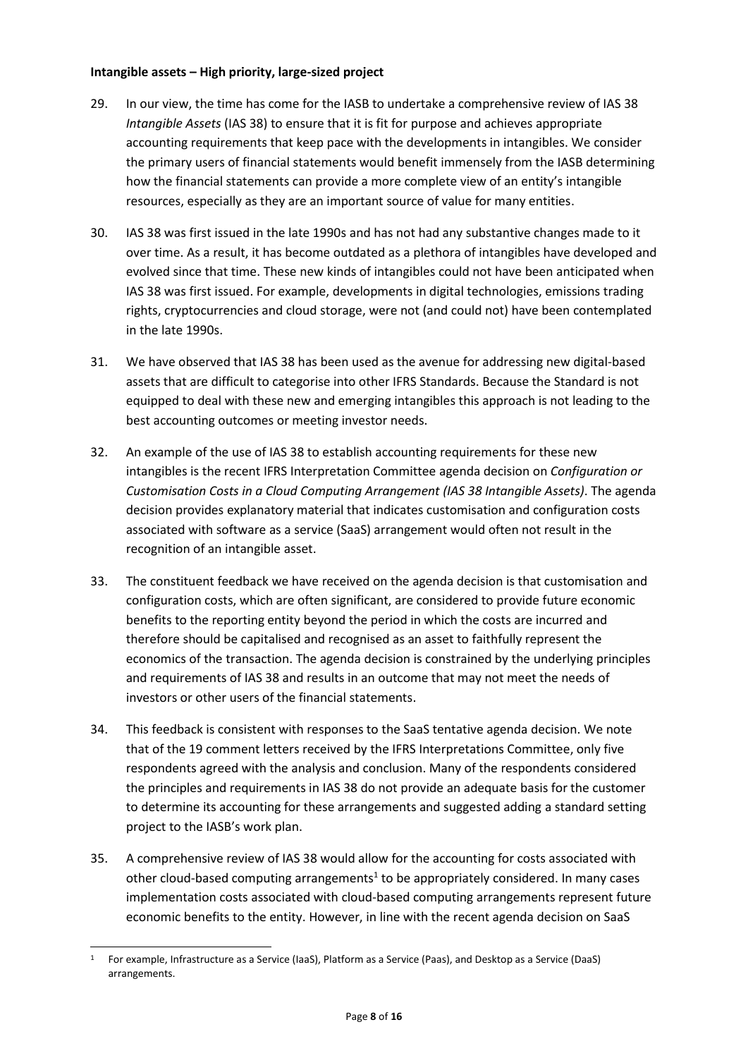**Intangible assets – High priority, large-sized project**

29. In our view, the time has come for the IASB to undertake a comprehensive review of IAS 38 *Intangible Assets* (IAS 38) to ensure that it is fit for purpose and achieves appropriate accounting requirements that keep pace with the developments in intangibles. We consider the primary users of financial statements would benefit immensely from the IASB determining how the financial statements can provide a more complete view of an entity's intangible resources, especially as they are an important source of value for many entities.

30. IAS 38 was first issued in the late 1990s and has not had any substantive changes made to it over time. As a result, it has become outdated as a plethora of intangibles have developed and evolved since that time. These new kinds of intangibles could not have been anticipated when IAS 38 was first issued. For example, developments in digital technologies, emissions trading rights, cryptocurrencies and cloud storage, were not (and could not) have been contemplated in the late 1990s.

31. We have observed that IAS 38 has been used as the avenue for addressing new digital-based assets that are difficult to categorise into other IFRS Standards. Because the Standard is not equipped to deal with these new and emerging intangibles this approach is not leading to the best accounting outcomes or meeting investor needs.

32. An example of the use of IAS 38 to establish accounting requirements for these new intangibles is the recent IFRS Interpretation Committee agenda decision on *Configuration or Customisation Costs in a Cloud Computing Arrangement (IAS 38 Intangible Assets)*. The agenda decision provides explanatory material that indicates customisation and configuration costs associated with software as a service (SaaS) arrangement would often not result in the recognition of an intangible asset.

33. The constituent feedback we have received on the agenda decision is that customisation and configuration costs, which are often significant, are considered to provide future economic benefits to the reporting entity beyond the period in which the costs are incurred and therefore should be capitalised and recognised as an asset to faithfully represent the economics of the transaction. The agenda decision is constrained by the underlying principles and requirements of IAS 38 and results in an outcome that may not meet the needs of investors or other users of the financial statements.

34. This feedback is consistent with responses to the SaaS tentative agenda decision. We note that of the 19 comment letters received by the IFRS Interpretations Committee, only five respondents agreed with the analysis and conclusion. Many of the respondents considered the principles and requirements in IAS 38 do not provide an adequate basis for the customer to determine its accounting for these arrangements and suggested adding a standard setting project to the IASB's work plan.

35. A comprehensive review of IAS 38 would allow for the accounting for costs associated with other cloud-based computing arrangements[1] to be appropriately considered. In many cases implementation costs associated with cloud-based computing arrangements represent future economic benefits to the entity. However, in line with the recent agenda decision on SaaS

[1] For example, Infrastructure as a Service (IaaS), Platform as a Service (Paas), and Desktop as a Service (DaaS) arrangements.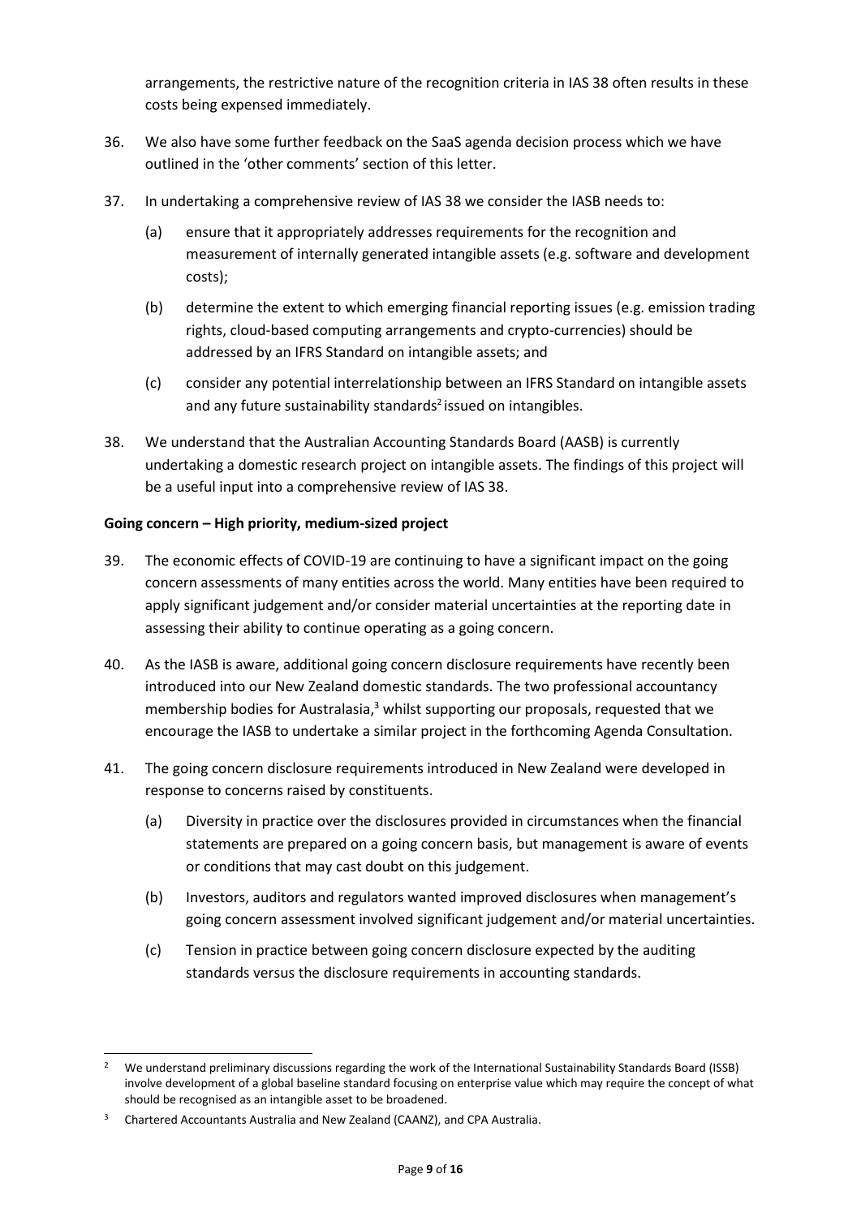arrangements, the restrictive nature of the recognition criteria in IAS 38 often results in these costs being expensed immediately.

36. We also have some further feedback on the SaaS agenda decision process which we have outlined in the 'other comments' section of this letter.

37. In undertaking a comprehensive review of IAS 38 we consider the IASB needs to:

    (a) ensure that it appropriately addresses requirements for the recognition and measurement of internally generated intangible assets (e.g. software and development costs);

    (b) determine the extent to which emerging financial reporting issues (e.g. emission trading rights, cloud-based computing arrangements and crypto-currencies) should be addressed by an IFRS Standard on intangible assets; and

    (c) consider any potential interrelationship between an IFRS Standard on intangible assets and any future sustainability standards[2] issued on intangibles.

38. We understand that the Australian Accounting Standards Board (AASB) is currently undertaking a domestic research project on intangible assets. The findings of this project will be a useful input into a comprehensive review of IAS 38.

**Going concern – High priority, medium-sized project**

39. The economic effects of COVID-19 are continuing to have a significant impact on the going concern assessments of many entities across the world. Many entities have been required to apply significant judgement and/or consider material uncertainties at the reporting date in assessing their ability to continue operating as a going concern.

40. As the IASB is aware, additional going concern disclosure requirements have recently been introduced into our New Zealand domestic standards. The two professional accountancy membership bodies for Australasia,[3] whilst supporting our proposals, requested that we encourage the IASB to undertake a similar project in the forthcoming Agenda Consultation.

41. The going concern disclosure requirements introduced in New Zealand were developed in response to concerns raised by constituents.

    (a) Diversity in practice over the disclosures provided in circumstances when the financial statements are prepared on a going concern basis, but management is aware of events or conditions that may cast doubt on this judgement.

    (b) Investors, auditors and regulators wanted improved disclosures when management's going concern assessment involved significant judgement and/or material uncertainties.

    (c) Tension in practice between going concern disclosure expected by the auditing standards versus the disclosure requirements in accounting standards.

---

[2] We understand preliminary discussions regarding the work of the International Sustainability Standards Board (ISSB) involve development of a global baseline standard focusing on enterprise value which may require the concept of what should be recognised as an intangible asset to be broadened.

[3] Chartered Accountants Australia and New Zealand (CAANZ), and CPA Australia.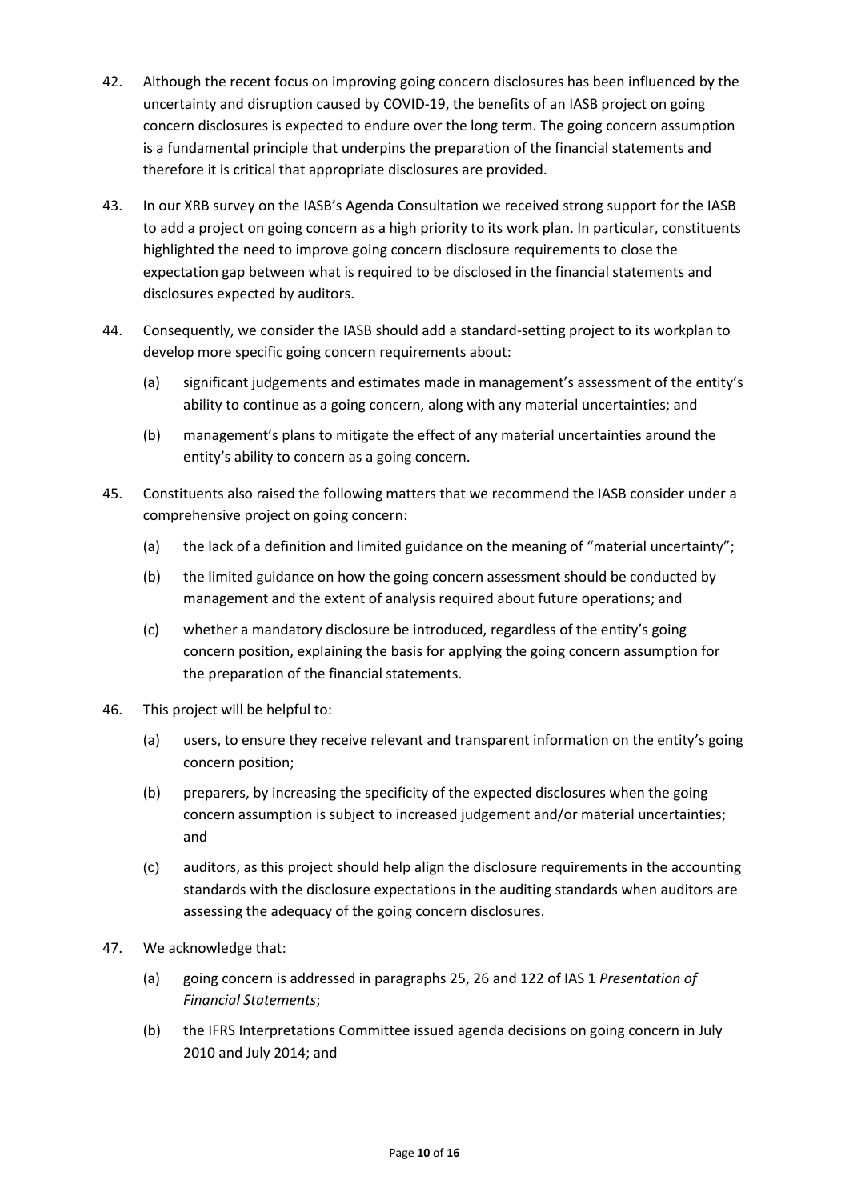42. Although the recent focus on improving going concern disclosures has been influenced by the uncertainty and disruption caused by COVID-19, the benefits of an IASB project on going concern disclosures is expected to endure over the long term. The going concern assumption is a fundamental principle that underpins the preparation of the financial statements and therefore it is critical that appropriate disclosures are provided.

43. In our XRB survey on the IASB's Agenda Consultation we received strong support for the IASB to add a project on going concern as a high priority to its work plan. In particular, constituents highlighted the need to improve going concern disclosure requirements to close the expectation gap between what is required to be disclosed in the financial statements and disclosures expected by auditors.

44. Consequently, we consider the IASB should add a standard-setting project to its workplan to develop more specific going concern requirements about:

    (a) significant judgements and estimates made in management's assessment of the entity's ability to continue as a going concern, along with any material uncertainties; and

    (b) management's plans to mitigate the effect of any material uncertainties around the entity's ability to concern as a going concern.

45. Constituents also raised the following matters that we recommend the IASB consider under a comprehensive project on going concern:

    (a) the lack of a definition and limited guidance on the meaning of "material uncertainty";

    (b) the limited guidance on how the going concern assessment should be conducted by management and the extent of analysis required about future operations; and

    (c) whether a mandatory disclosure be introduced, regardless of the entity's going concern position, explaining the basis for applying the going concern assumption for the preparation of the financial statements.

46. This project will be helpful to:

    (a) users, to ensure they receive relevant and transparent information on the entity's going concern position;

    (b) preparers, by increasing the specificity of the expected disclosures when the going concern assumption is subject to increased judgement and/or material uncertainties; and

    (c) auditors, as this project should help align the disclosure requirements in the accounting standards with the disclosure expectations in the auditing standards when auditors are assessing the adequacy of the going concern disclosures.

47. We acknowledge that:

    (a) going concern is addressed in paragraphs 25, 26 and 122 of IAS 1 *Presentation of Financial Statements*;

    (b) the IFRS Interpretations Committee issued agenda decisions on going concern in July 2010 and July 2014; and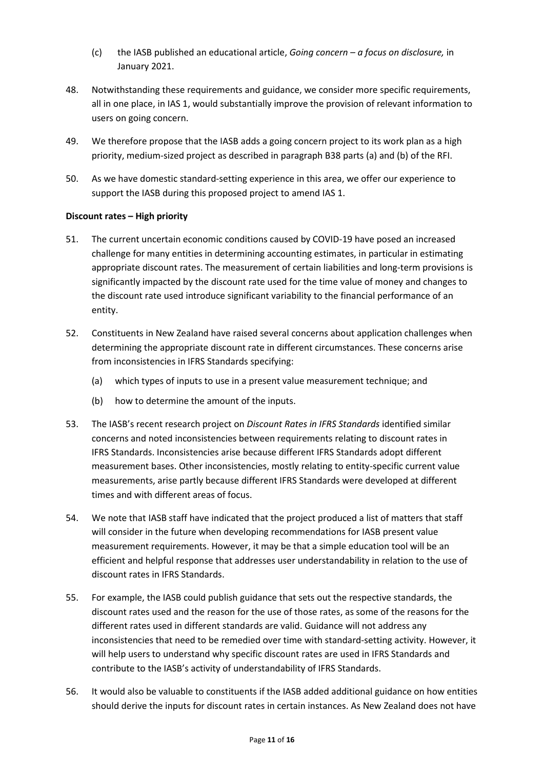(c) the IASB published an educational article, *Going concern – a focus on disclosure,* in January 2021.

48. Notwithstanding these requirements and guidance, we consider more specific requirements, all in one place, in IAS 1, would substantially improve the provision of relevant information to users on going concern.

49. We therefore propose that the IASB adds a going concern project to its work plan as a high priority, medium-sized project as described in paragraph B38 parts (a) and (b) of the RFI.

50. As we have domestic standard-setting experience in this area, we offer our experience to support the IASB during this proposed project to amend IAS 1.

**Discount rates – High priority**

51. The current uncertain economic conditions caused by COVID-19 have posed an increased challenge for many entities in determining accounting estimates, in particular in estimating appropriate discount rates. The measurement of certain liabilities and long-term provisions is significantly impacted by the discount rate used for the time value of money and changes to the discount rate used introduce significant variability to the financial performance of an entity.

52. Constituents in New Zealand have raised several concerns about application challenges when determining the appropriate discount rate in different circumstances. These concerns arise from inconsistencies in IFRS Standards specifying:

    (a) which types of inputs to use in a present value measurement technique; and

    (b) how to determine the amount of the inputs.

53. The IASB's recent research project on *Discount Rates in IFRS Standards* identified similar concerns and noted inconsistencies between requirements relating to discount rates in IFRS Standards. Inconsistencies arise because different IFRS Standards adopt different measurement bases. Other inconsistencies, mostly relating to entity-specific current value measurements, arise partly because different IFRS Standards were developed at different times and with different areas of focus.

54. We note that IASB staff have indicated that the project produced a list of matters that staff will consider in the future when developing recommendations for IASB present value measurement requirements. However, it may be that a simple education tool will be an efficient and helpful response that addresses user understandability in relation to the use of discount rates in IFRS Standards.

55. For example, the IASB could publish guidance that sets out the respective standards, the discount rates used and the reason for the use of those rates, as some of the reasons for the different rates used in different standards are valid. Guidance will not address any inconsistencies that need to be remedied over time with standard-setting activity. However, it will help users to understand why specific discount rates are used in IFRS Standards and contribute to the IASB's activity of understandability of IFRS Standards.

56. It would also be valuable to constituents if the IASB added additional guidance on how entities should derive the inputs for discount rates in certain instances. As New Zealand does not have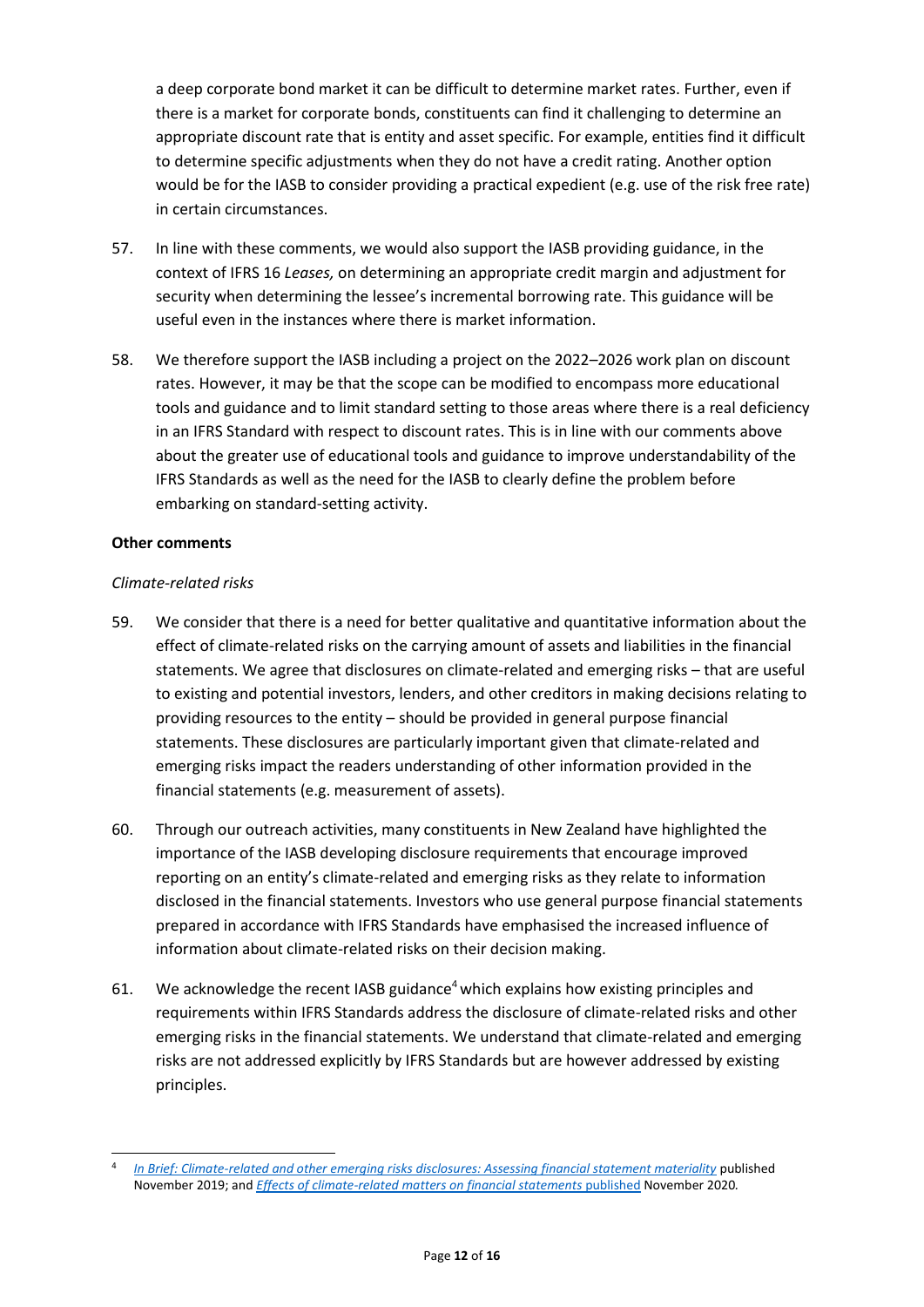a deep corporate bond market it can be difficult to determine market rates. Further, even if there is a market for corporate bonds, constituents can find it challenging to determine an appropriate discount rate that is entity and asset specific. For example, entities find it difficult to determine specific adjustments when they do not have a credit rating. Another option would be for the IASB to consider providing a practical expedient (e.g. use of the risk free rate) in certain circumstances.

57. In line with these comments, we would also support the IASB providing guidance, in the context of IFRS 16 *Leases,* on determining an appropriate credit margin and adjustment for security when determining the lessee's incremental borrowing rate. This guidance will be useful even in the instances where there is market information.

58. We therefore support the IASB including a project on the 2022–2026 work plan on discount rates. However, it may be that the scope can be modified to encompass more educational tools and guidance and to limit standard setting to those areas where there is a real deficiency in an IFRS Standard with respect to discount rates. This is in line with our comments above about the greater use of educational tools and guidance to improve understandability of the IFRS Standards as well as the need for the IASB to clearly define the problem before embarking on standard-setting activity.

**Other comments**

*Climate-related risks*

59. We consider that there is a need for better qualitative and quantitative information about the effect of climate-related risks on the carrying amount of assets and liabilities in the financial statements. We agree that disclosures on climate-related and emerging risks – that are useful to existing and potential investors, lenders, and other creditors in making decisions relating to providing resources to the entity – should be provided in general purpose financial statements. These disclosures are particularly important given that climate-related and emerging risks impact the readers understanding of other information provided in the financial statements (e.g. measurement of assets).

60. Through our outreach activities, many constituents in New Zealand have highlighted the importance of the IASB developing disclosure requirements that encourage improved reporting on an entity's climate-related and emerging risks as they relate to information disclosed in the financial statements. Investors who use general purpose financial statements prepared in accordance with IFRS Standards have emphasised the increased influence of information about climate-related risks on their decision making.

61. We acknowledge the recent IASB guidance[4] which explains how existing principles and requirements within IFRS Standards address the disclosure of climate-related risks and other emerging risks in the financial statements. We understand that climate-related and emerging risks are not addressed explicitly by IFRS Standards but are however addressed by existing principles.

[4] *In Brief: Climate-related and other emerging risks disclosures: Assessing financial statement materiality* published November 2019; and *Effects of climate-related matters on financial statements* published November 2020.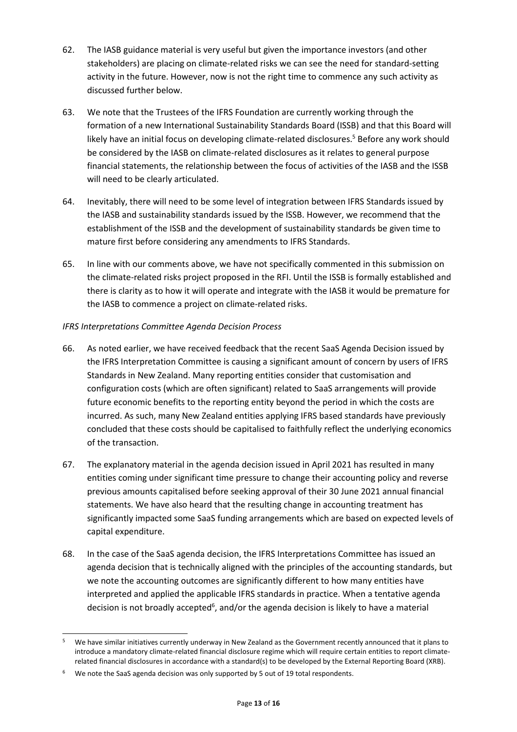62. The IASB guidance material is very useful but given the importance investors (and other stakeholders) are placing on climate-related risks we can see the need for standard-setting activity in the future. However, now is not the right time to commence any such activity as discussed further below.

63. We note that the Trustees of the IFRS Foundation are currently working through the formation of a new International Sustainability Standards Board (ISSB) and that this Board will likely have an initial focus on developing climate-related disclosures.[5] Before any work should be considered by the IASB on climate-related disclosures as it relates to general purpose financial statements, the relationship between the focus of activities of the IASB and the ISSB will need to be clearly articulated.

64. Inevitably, there will need to be some level of integration between IFRS Standards issued by the IASB and sustainability standards issued by the ISSB. However, we recommend that the establishment of the ISSB and the development of sustainability standards be given time to mature first before considering any amendments to IFRS Standards.

65. In line with our comments above, we have not specifically commented in this submission on the climate-related risks project proposed in the RFI. Until the ISSB is formally established and there is clarity as to how it will operate and integrate with the IASB it would be premature for the IASB to commence a project on climate-related risks.

*IFRS Interpretations Committee Agenda Decision Process*

66. As noted earlier, we have received feedback that the recent SaaS Agenda Decision issued by the IFRS Interpretation Committee is causing a significant amount of concern by users of IFRS Standards in New Zealand. Many reporting entities consider that customisation and configuration costs (which are often significant) related to SaaS arrangements will provide future economic benefits to the reporting entity beyond the period in which the costs are incurred. As such, many New Zealand entities applying IFRS based standards have previously concluded that these costs should be capitalised to faithfully reflect the underlying economics of the transaction.

67. The explanatory material in the agenda decision issued in April 2021 has resulted in many entities coming under significant time pressure to change their accounting policy and reverse previous amounts capitalised before seeking approval of their 30 June 2021 annual financial statements. We have also heard that the resulting change in accounting treatment has significantly impacted some SaaS funding arrangements which are based on expected levels of capital expenditure.

68. In the case of the SaaS agenda decision, the IFRS Interpretations Committee has issued an agenda decision that is technically aligned with the principles of the accounting standards, but we note the accounting outcomes are significantly different to how many entities have interpreted and applied the applicable IFRS standards in practice. When a tentative agenda decision is not broadly accepted[6], and/or the agenda decision is likely to have a material

---

[5] We have similar initiatives currently underway in New Zealand as the Government recently announced that it plans to introduce a mandatory climate-related financial disclosure regime which will require certain entities to report climate-related financial disclosures in accordance with a standard(s) to be developed by the External Reporting Board (XRB).

[6] We note the SaaS agenda decision was only supported by 5 out of 19 total respondents.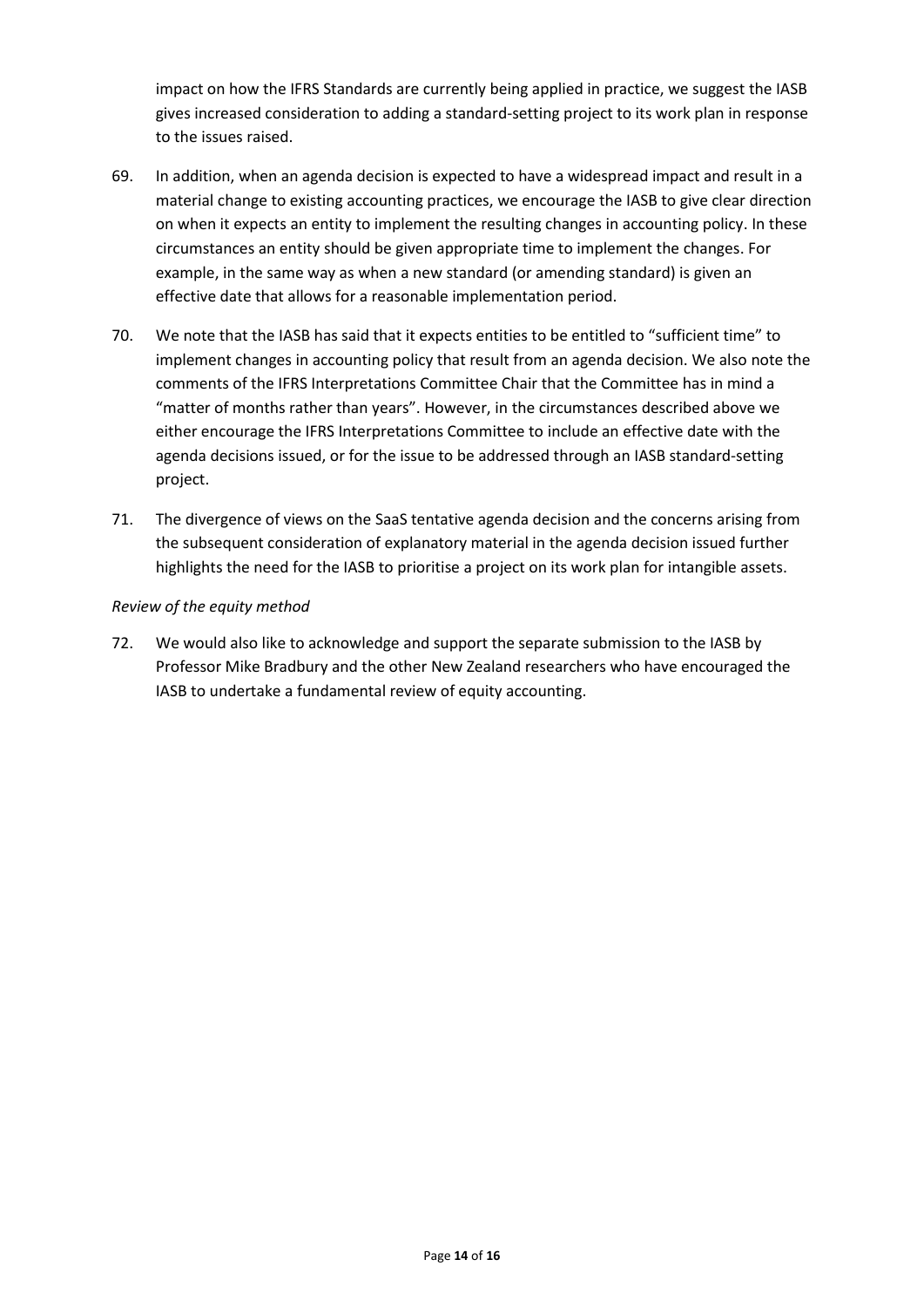impact on how the IFRS Standards are currently being applied in practice, we suggest the IASB gives increased consideration to adding a standard-setting project to its work plan in response to the issues raised.

69. In addition, when an agenda decision is expected to have a widespread impact and result in a material change to existing accounting practices, we encourage the IASB to give clear direction on when it expects an entity to implement the resulting changes in accounting policy. In these circumstances an entity should be given appropriate time to implement the changes. For example, in the same way as when a new standard (or amending standard) is given an effective date that allows for a reasonable implementation period.

70. We note that the IASB has said that it expects entities to be entitled to "sufficient time" to implement changes in accounting policy that result from an agenda decision. We also note the comments of the IFRS Interpretations Committee Chair that the Committee has in mind a "matter of months rather than years". However, in the circumstances described above we either encourage the IFRS Interpretations Committee to include an effective date with the agenda decisions issued, or for the issue to be addressed through an IASB standard-setting project.

71. The divergence of views on the SaaS tentative agenda decision and the concerns arising from the subsequent consideration of explanatory material in the agenda decision issued further highlights the need for the IASB to prioritise a project on its work plan for intangible assets.

*Review of the equity method*

72. We would also like to acknowledge and support the separate submission to the IASB by Professor Mike Bradbury and the other New Zealand researchers who have encouraged the IASB to undertake a fundamental review of equity accounting.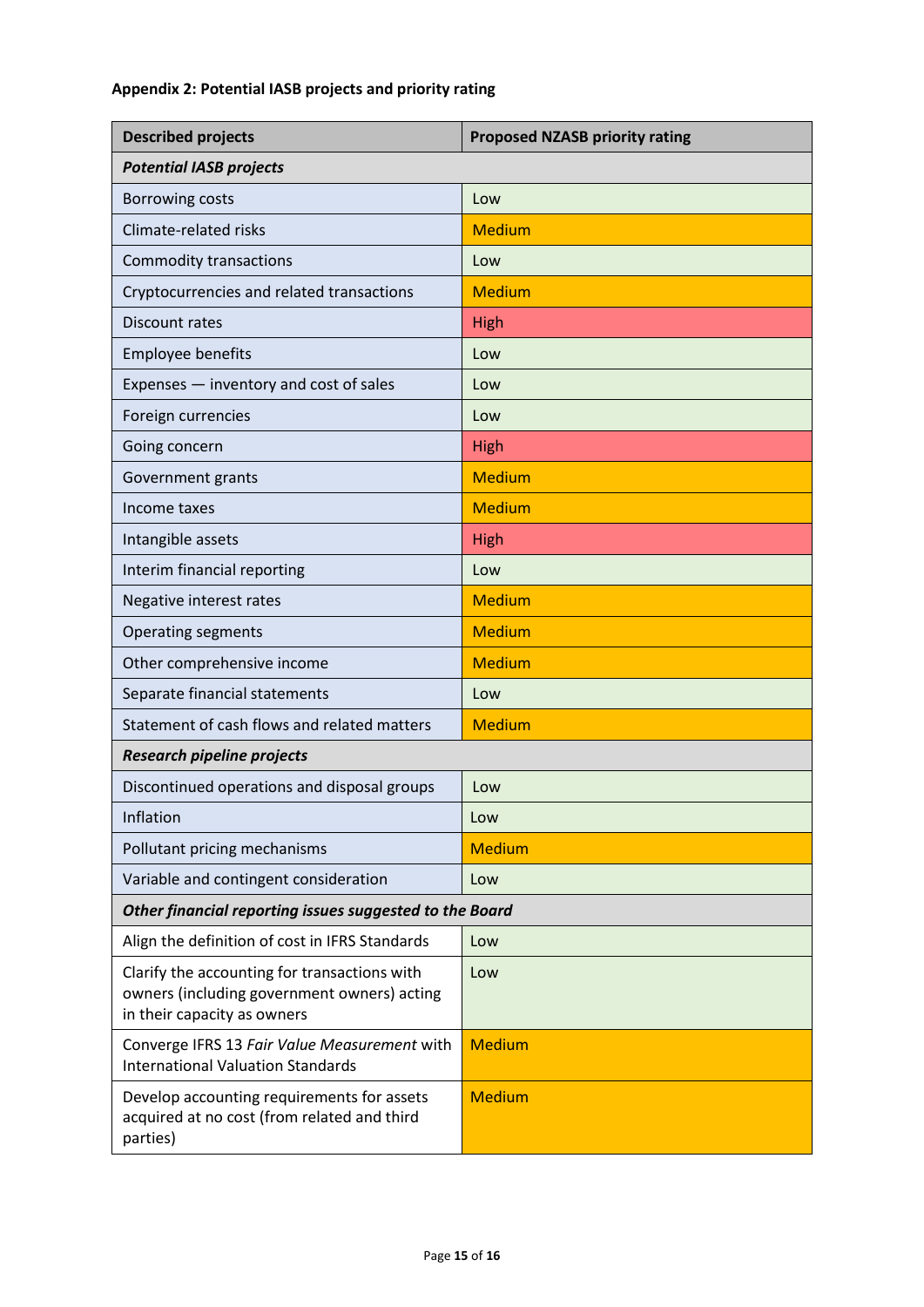**Appendix 2: Potential IASB projects and priority rating**

| Described projects | Proposed NZASB priority rating |
|---|---|
| ***Potential IASB projects*** | |
| Borrowing costs | Low |
| Climate-related risks | Medium |
| Commodity transactions | Low |
| Cryptocurrencies and related transactions | Medium |
| Discount rates | High |
| Employee benefits | Low |
| Expenses — inventory and cost of sales | Low |
| Foreign currencies | Low |
| Going concern | High |
| Government grants | Medium |
| Income taxes | Medium |
| Intangible assets | High |
| Interim financial reporting | Low |
| Negative interest rates | Medium |
| Operating segments | Medium |
| Other comprehensive income | Medium |
| Separate financial statements | Low |
| Statement of cash flows and related matters | Medium |
| ***Research pipeline projects*** | |
| Discontinued operations and disposal groups | Low |
| Inflation | Low |
| Pollutant pricing mechanisms | Medium |
| Variable and contingent consideration | Low |
| ***Other financial reporting issues suggested to the Board*** | |
| Align the definition of cost in IFRS Standards | Low |
| Clarify the accounting for transactions with owners (including government owners) acting in their capacity as owners | Low |
| Converge IFRS 13 *Fair Value Measurement* with International Valuation Standards | Medium |
| Develop accounting requirements for assets acquired at no cost (from related and third parties) | Medium |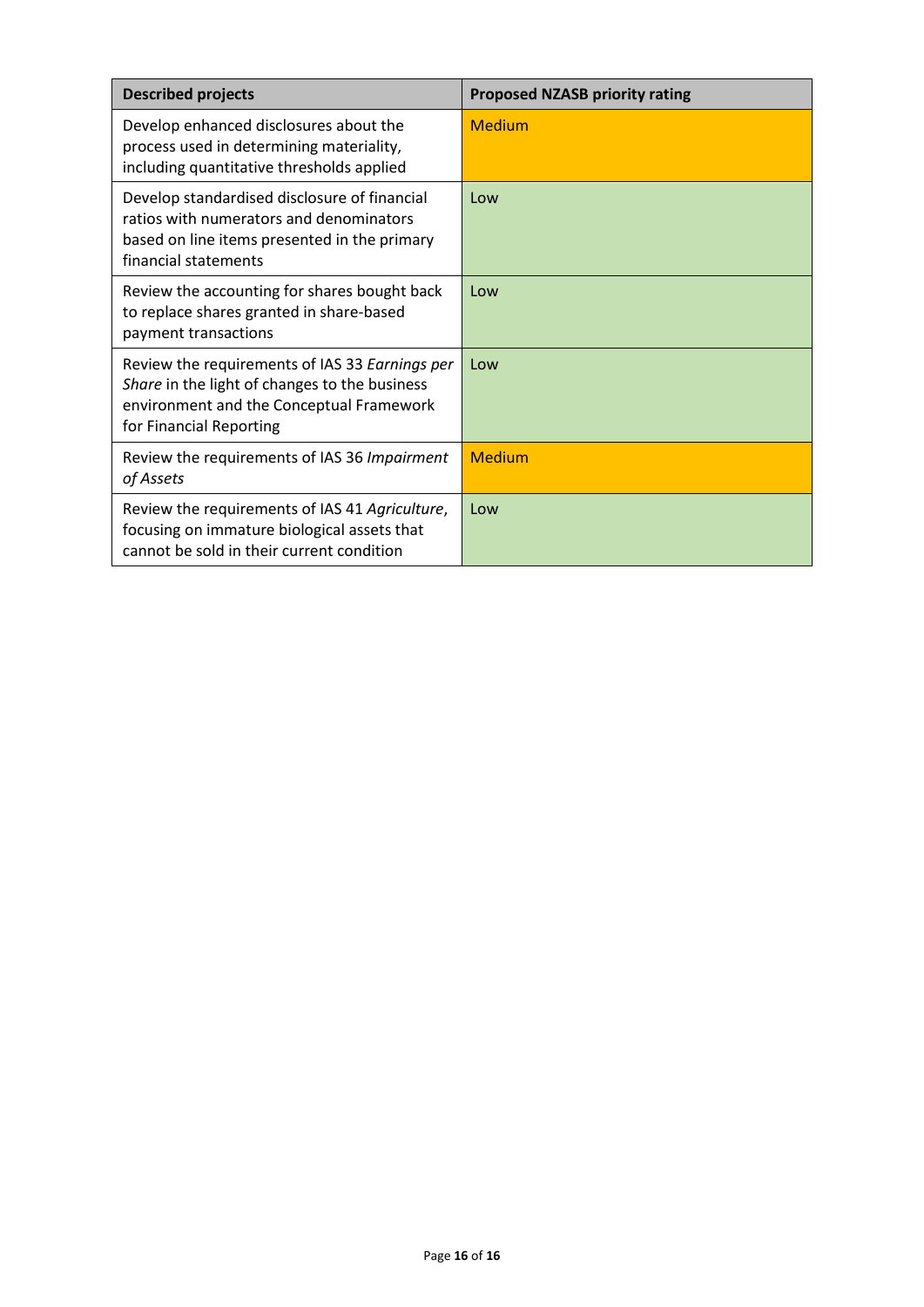| Described projects | Proposed NZASB priority rating |
|---|---|
| Develop enhanced disclosures about the process used in determining materiality, including quantitative thresholds applied | Medium |
| Develop standardised disclosure of financial ratios with numerators and denominators based on line items presented in the primary financial statements | Low |
| Review the accounting for shares bought back to replace shares granted in share-based payment transactions | Low |
| Review the requirements of IAS 33 *Earnings per Share* in the light of changes to the business environment and the Conceptual Framework for Financial Reporting | Low |
| Review the requirements of IAS 36 *Impairment of Assets* | Medium |
| Review the requirements of IAS 41 *Agriculture*, focusing on immature biological assets that cannot be sold in their current condition | Low |